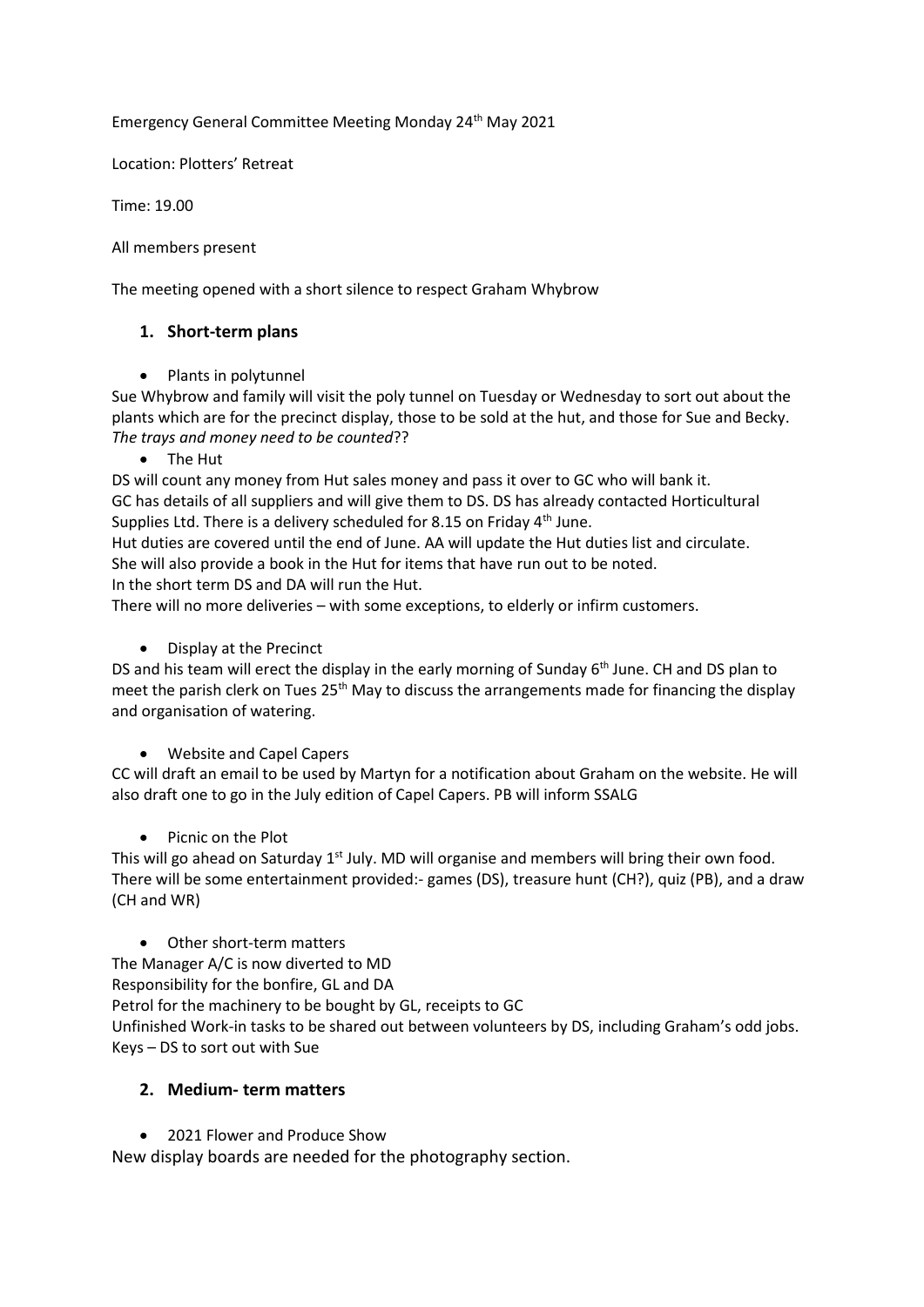Emergency General Committee Meeting Monday 24th May 2021

Location: Plotters' Retreat

Time: 19.00

All members present

The meeting opened with a short silence to respect Graham Whybrow

## 1. Short-term plans

- Plants in polytunnel

Sue Whybrow and family will visit the poly tunnel on Tuesday or Wednesday to sort out about the plants which are for the precinct display, those to be sold at the hut, and those for Sue and Becky. *The trays and money need to be counted*??

- The Hut

DS will count any money from Hut sales money and pass it over to GC who will bank it.
GC has details of all suppliers and will give them to DS. DS has already contacted Horticultural Supplies Ltd. There is a delivery scheduled for 8.15 on Friday 4th June.
Hut duties are covered until the end of June. AA will update the Hut duties list and circulate.
She will also provide a book in the Hut for items that have run out to be noted.
In the short term DS and DA will run the Hut.
There will no more deliveries – with some exceptions, to elderly or infirm customers.

- Display at the Precinct

DS and his team will erect the display in the early morning of Sunday 6th June. CH and DS plan to meet the parish clerk on Tues 25th May to discuss the arrangements made for financing the display and organisation of watering.

- Website and Capel Capers

CC will draft an email to be used by Martyn for a notification about Graham on the website. He will also draft one to go in the July edition of Capel Capers. PB will inform SSALG

- Picnic on the Plot

This will go ahead on Saturday 1st July. MD will organise and members will bring their own food. There will be some entertainment provided:- games (DS), treasure hunt (CH?), quiz (PB), and a draw (CH and WR)

- Other short-term matters

The Manager A/C is now diverted to MD
Responsibility for the bonfire, GL and DA
Petrol for the machinery to be bought by GL, receipts to GC
Unfinished Work-in tasks to be shared out between volunteers by DS, including Graham's odd jobs.
Keys – DS to sort out with Sue

## 2. Medium- term matters

- 2021 Flower and Produce Show

New display boards are needed for the photography section.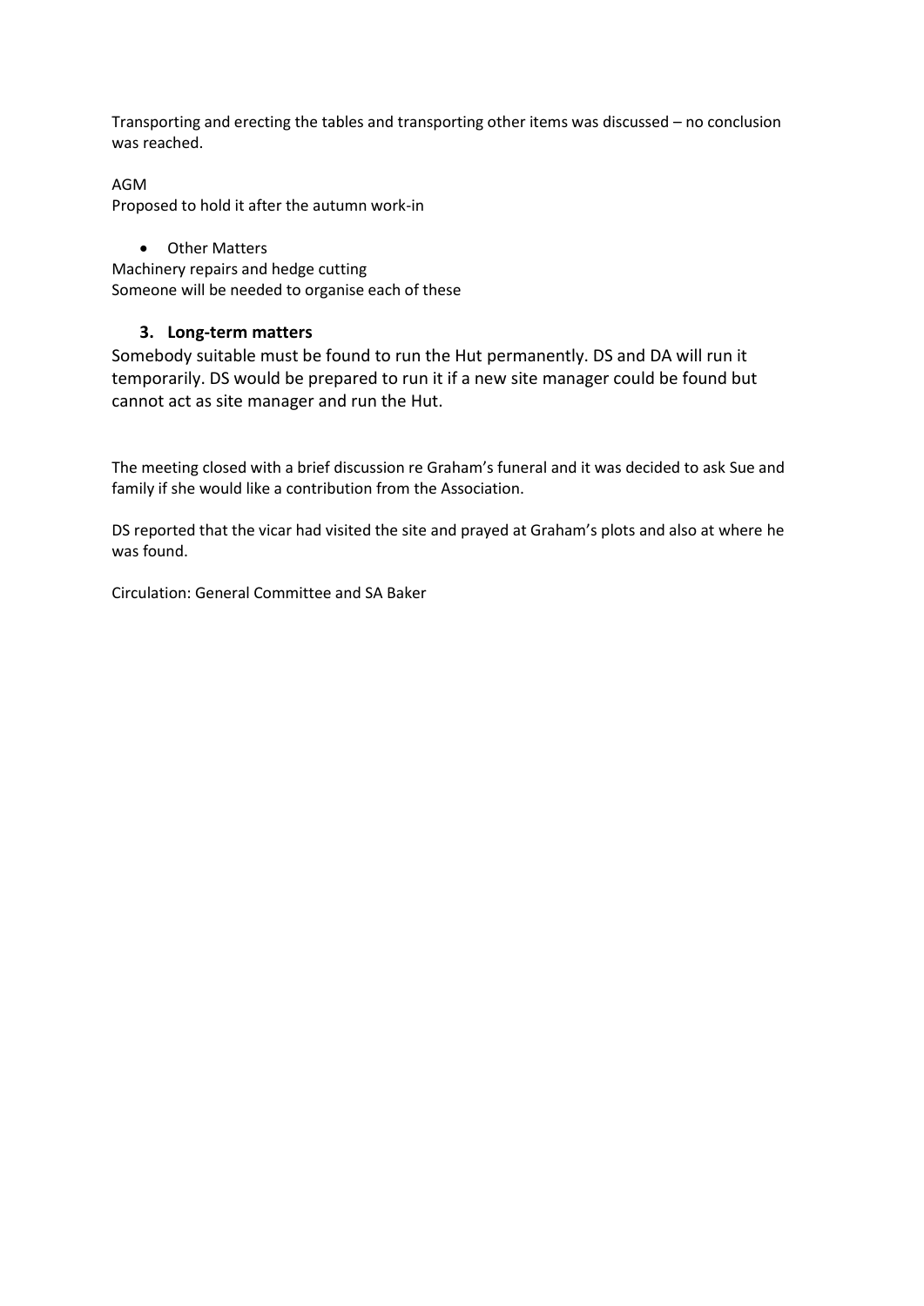Transporting and erecting the tables and transporting other items was discussed – no conclusion was reached.

AGM
Proposed to hold it after the autumn work-in

- Other Matters

Machinery repairs and hedge cutting
Someone will be needed to organise each of these

### 3. Long-term matters

Somebody suitable must be found to run the Hut permanently. DS and DA will run it temporarily. DS would be prepared to run it if a new site manager could be found but cannot act as site manager and run the Hut.

The meeting closed with a brief discussion re Graham's funeral and it was decided to ask Sue and family if she would like a contribution from the Association.

DS reported that the vicar had visited the site and prayed at Graham's plots and also at where he was found.

Circulation: General Committee and SA Baker